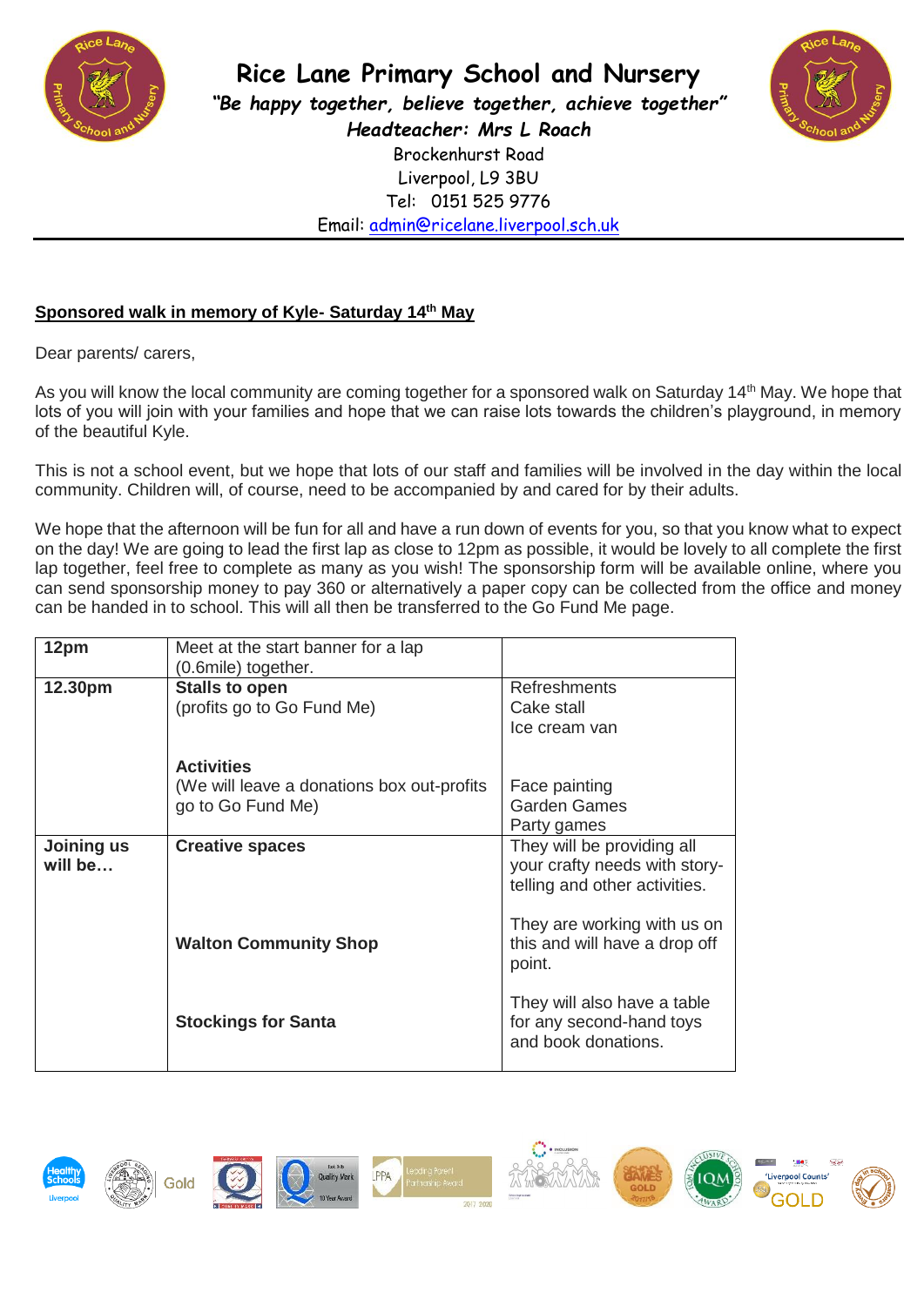# Rice Lane Primary School and Nursery

*"Be happy together, believe together, achieve together"*

*Headteacher: Mrs L Roach*

Brockenhurst Road
Liverpool, L9 3BU
Tel: 0151 525 9776
Email: admin@ricelane.liverpool.sch.uk

---

## Sponsored walk in memory of Kyle- Saturday 14th May

Dear parents/ carers,

As you will know the local community are coming together for a sponsored walk on Saturday 14th May. We hope that lots of you will join with your families and hope that we can raise lots towards the children's playground, in memory of the beautiful Kyle.

This is not a school event, but we hope that lots of our staff and families will be involved in the day within the local community. Children will, of course, need to be accompanied by and cared for by their adults.

We hope that the afternoon will be fun for all and have a run down of events for you, so that you know what to expect on the day! We are going to lead the first lap as close to 12pm as possible, it would be lovely to all complete the first lap together, feel free to complete as many as you wish! The sponsorship form will be available online, where you can send sponsorship money to pay 360 or alternatively a paper copy can be collected from the office and money can be handed in to school. This will all then be transferred to the Go Fund Me page.

| | | |
|---|---|---|
| **12pm** | Meet at the start banner for a lap (0.6mile) together. | |
| **12.30pm** | **Stalls to open** (profits go to Go Fund Me) | Refreshments<br>Cake stall<br>Ice cream van |
| | **Activities** (We will leave a donations box out-profits go to Go Fund Me) | Face painting<br>Garden Games<br>Party games |
| **Joining us will be…** | **Creative spaces** | They will be providing all your crafty needs with story-telling and other activities. |
| | **Walton Community Shop** | They are working with us on this and will have a drop off point. |
| | **Stockings for Santa** | They will also have a table for any second-hand toys and book donations. |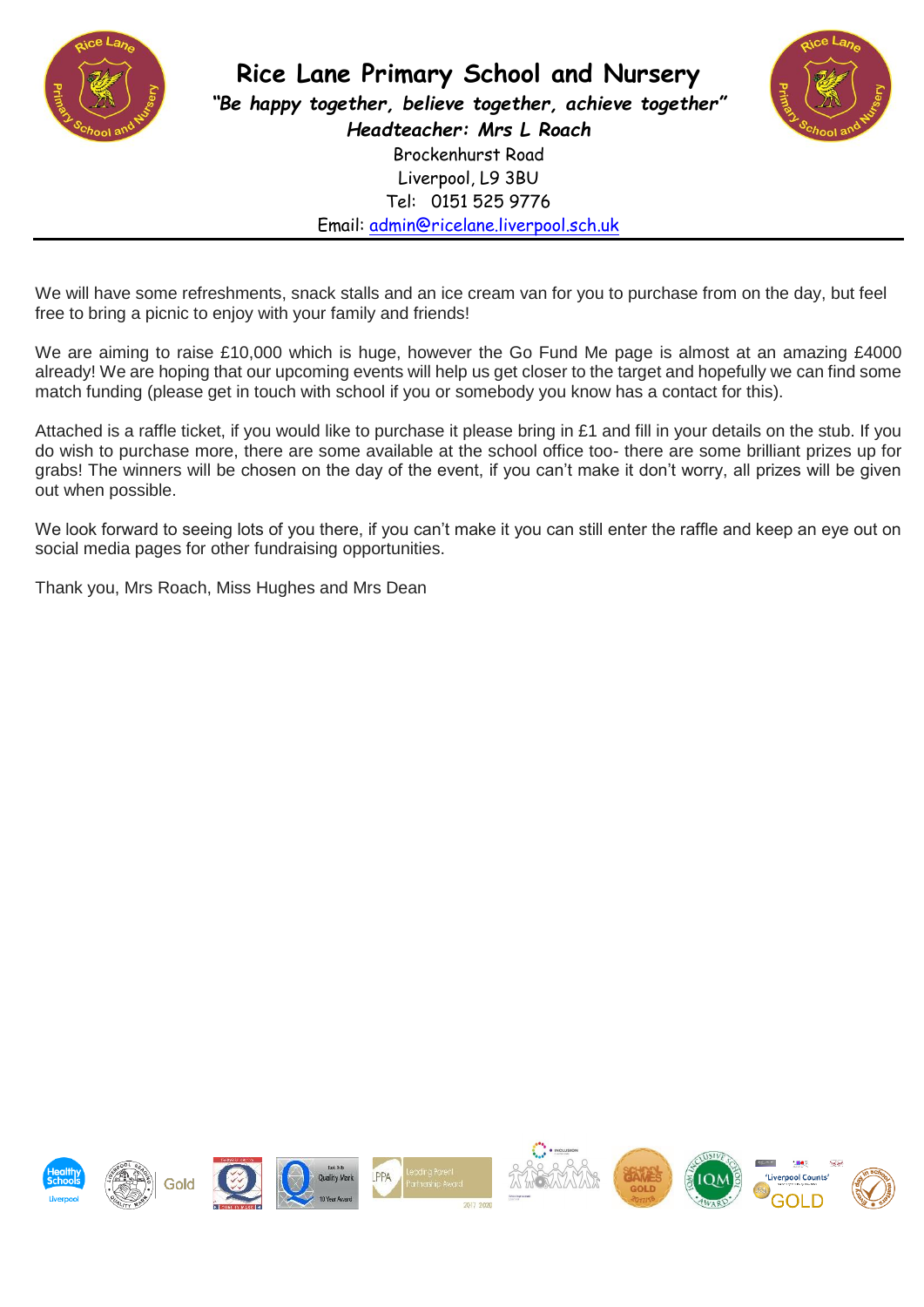# Rice Lane Primary School and Nursery

***"Be happy together, believe together, achieve together"***

***Headteacher: Mrs L Roach***

Brockenhurst Road
Liverpool, L9 3BU
Tel: 0151 525 9776
Email: admin@ricelane.liverpool.sch.uk

---

We will have some refreshments, snack stalls and an ice cream van for you to purchase from on the day, but feel free to bring a picnic to enjoy with your family and friends!

We are aiming to raise £10,000 which is huge, however the Go Fund Me page is almost at an amazing £4000 already! We are hoping that our upcoming events will help us get closer to the target and hopefully we can find some match funding (please get in touch with school if you or somebody you know has a contact for this).

Attached is a raffle ticket, if you would like to purchase it please bring in £1 and fill in your details on the stub. If you do wish to purchase more, there are some available at the school office too- there are some brilliant prizes up for grabs! The winners will be chosen on the day of the event, if you can't make it don't worry, all prizes will be given out when possible.

We look forward to seeing lots of you there, if you can't make it you can still enter the raffle and keep an eye out on social media pages for other fundraising opportunities.

Thank you, Mrs Roach, Miss Hughes and Mrs Dean